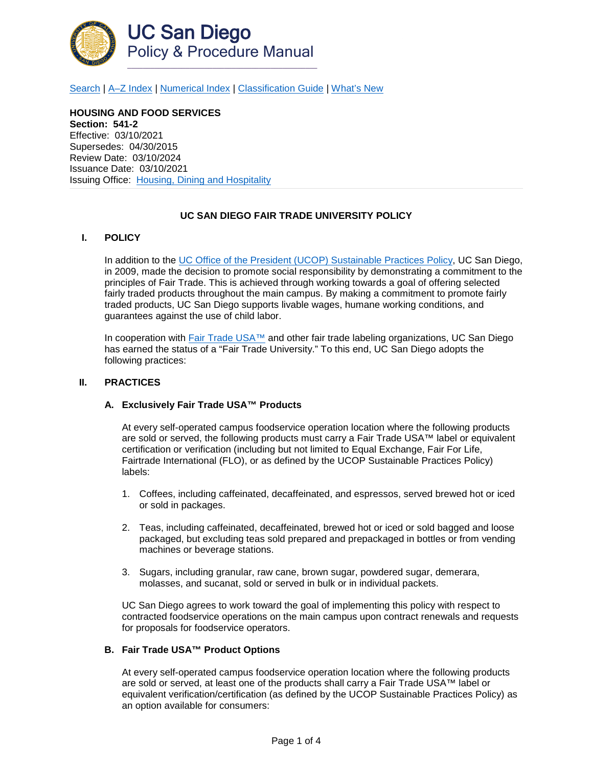# UC San Diego
## Policy & Procedure Manual

[Search](#) | [A–Z Index](#) | [Numerical Index](#) | [Classification Guide](#) | [What's New](#)

**HOUSING AND FOOD SERVICES**
**Section: 541-2**
Effective: 03/10/2021
Supersedes: 04/30/2015
Review Date: 03/10/2024
Issuance Date: 03/10/2021
Issuing Office: [Housing, Dining and Hospitality](#)

---

### UC SAN DIEGO FAIR TRADE UNIVERSITY POLICY

## I. POLICY

In addition to the [UC Office of the President (UCOP) Sustainable Practices Policy](#), UC San Diego, in 2009, made the decision to promote social responsibility by demonstrating a commitment to the principles of Fair Trade. This is achieved through working towards a goal of offering selected fairly traded products throughout the main campus. By making a commitment to promote fairly traded products, UC San Diego supports livable wages, humane working conditions, and guarantees against the use of child labor.

In cooperation with [Fair Trade USA™](#) and other fair trade labeling organizations, UC San Diego has earned the status of a "Fair Trade University." To this end, UC San Diego adopts the following practices:

## II. PRACTICES

### A. Exclusively Fair Trade USA™ Products

At every self-operated campus foodservice operation location where the following products are sold or served, the following products must carry a Fair Trade USA™ label or equivalent certification or verification (including but not limited to Equal Exchange, Fair For Life, Fairtrade International (FLO), or as defined by the UCOP Sustainable Practices Policy) labels:

1. Coffees, including caffeinated, decaffeinated, and espressos, served brewed hot or iced or sold in packages.
2. Teas, including caffeinated, decaffeinated, brewed hot or iced or sold bagged and loose packaged, but excluding teas sold prepared and prepackaged in bottles or from vending machines or beverage stations.
3. Sugars, including granular, raw cane, brown sugar, powdered sugar, demerara, molasses, and sucanat, sold or served in bulk or in individual packets.

UC San Diego agrees to work toward the goal of implementing this policy with respect to contracted foodservice operations on the main campus upon contract renewals and requests for proposals for foodservice operators.

### B. Fair Trade USA™ Product Options

At every self-operated campus foodservice operation location where the following products are sold or served, at least one of the products shall carry a Fair Trade USA™ label or equivalent verification/certification (as defined by the UCOP Sustainable Practices Policy) as an option available for consumers: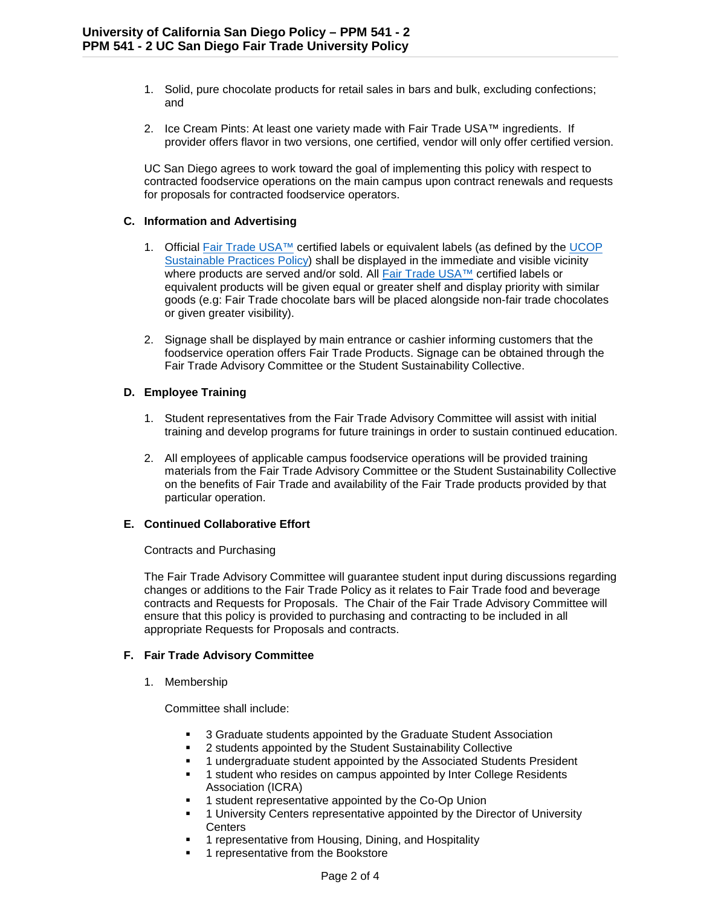1. Solid, pure chocolate products for retail sales in bars and bulk, excluding confections; and

2. Ice Cream Pints: At least one variety made with Fair Trade USA™ ingredients. If provider offers flavor in two versions, one certified, vendor will only offer certified version.

UC San Diego agrees to work toward the goal of implementing this policy with respect to contracted foodservice operations on the main campus upon contract renewals and requests for proposals for contracted foodservice operators.

### C. Information and Advertising

1. Official Fair Trade USA™ certified labels or equivalent labels (as defined by the UCOP Sustainable Practices Policy) shall be displayed in the immediate and visible vicinity where products are served and/or sold. All Fair Trade USA™ certified labels or equivalent products will be given equal or greater shelf and display priority with similar goods (e.g: Fair Trade chocolate bars will be placed alongside non-fair trade chocolates or given greater visibility).

2. Signage shall be displayed by main entrance or cashier informing customers that the foodservice operation offers Fair Trade Products. Signage can be obtained through the Fair Trade Advisory Committee or the Student Sustainability Collective.

### D. Employee Training

1. Student representatives from the Fair Trade Advisory Committee will assist with initial training and develop programs for future trainings in order to sustain continued education.

2. All employees of applicable campus foodservice operations will be provided training materials from the Fair Trade Advisory Committee or the Student Sustainability Collective on the benefits of Fair Trade and availability of the Fair Trade products provided by that particular operation.

### E. Continued Collaborative Effort

Contracts and Purchasing

The Fair Trade Advisory Committee will guarantee student input during discussions regarding changes or additions to the Fair Trade Policy as it relates to Fair Trade food and beverage contracts and Requests for Proposals. The Chair of the Fair Trade Advisory Committee will ensure that this policy is provided to purchasing and contracting to be included in all appropriate Requests for Proposals and contracts.

### F. Fair Trade Advisory Committee

1. Membership

   Committee shall include:

   - 3 Graduate students appointed by the Graduate Student Association
   - 2 students appointed by the Student Sustainability Collective
   - 1 undergraduate student appointed by the Associated Students President
   - 1 student who resides on campus appointed by Inter College Residents Association (ICRA)
   - 1 student representative appointed by the Co-Op Union
   - 1 University Centers representative appointed by the Director of University Centers
   - 1 representative from Housing, Dining, and Hospitality
   - 1 representative from the Bookstore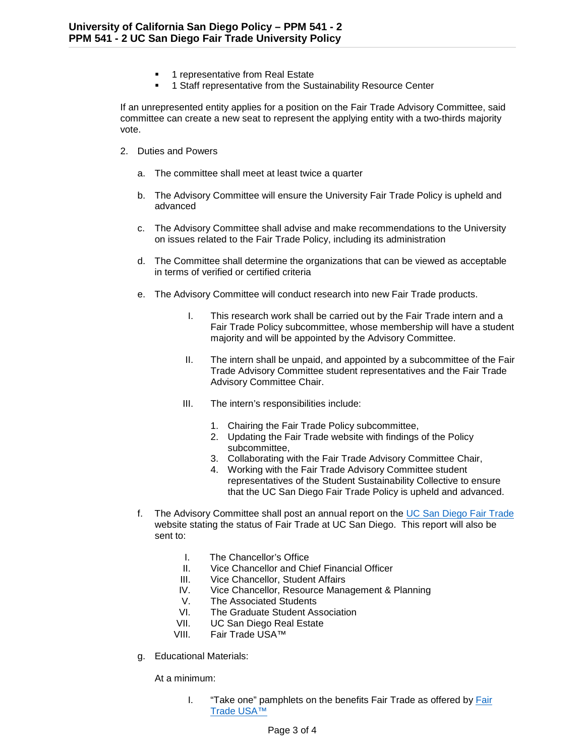- 1 representative from Real Estate
- 1 Staff representative from the Sustainability Resource Center

If an unrepresented entity applies for a position on the Fair Trade Advisory Committee, said committee can create a new seat to represent the applying entity with a two-thirds majority vote.

2. Duties and Powers

   a. The committee shall meet at least twice a quarter

   b. The Advisory Committee will ensure the University Fair Trade Policy is upheld and advanced

   c. The Advisory Committee shall advise and make recommendations to the University on issues related to the Fair Trade Policy, including its administration

   d. The Committee shall determine the organizations that can be viewed as acceptable in terms of verified or certified criteria

   e. The Advisory Committee will conduct research into new Fair Trade products.

      I. This research work shall be carried out by the Fair Trade intern and a Fair Trade Policy subcommittee, whose membership will have a student majority and will be appointed by the Advisory Committee.

      II. The intern shall be unpaid, and appointed by a subcommittee of the Fair Trade Advisory Committee student representatives and the Fair Trade Advisory Committee Chair.

      III. The intern's responsibilities include:

         1. Chairing the Fair Trade Policy subcommittee,
         2. Updating the Fair Trade website with findings of the Policy subcommittee,
         3. Collaborating with the Fair Trade Advisory Committee Chair,
         4. Working with the Fair Trade Advisory Committee student representatives of the Student Sustainability Collective to ensure that the UC San Diego Fair Trade Policy is upheld and advanced.

   f. The Advisory Committee shall post an annual report on the [UC San Diego Fair Trade]() website stating the status of Fair Trade at UC San Diego. This report will also be sent to:

      I. The Chancellor's Office
      II. Vice Chancellor and Chief Financial Officer
      III. Vice Chancellor, Student Affairs
      IV. Vice Chancellor, Resource Management & Planning
      V. The Associated Students
      VI. The Graduate Student Association
      VII. UC San Diego Real Estate
      VIII. Fair Trade USA™

   g. Educational Materials:

      At a minimum:

      I. "Take one" pamphlets on the benefits Fair Trade as offered by [Fair Trade USA™]()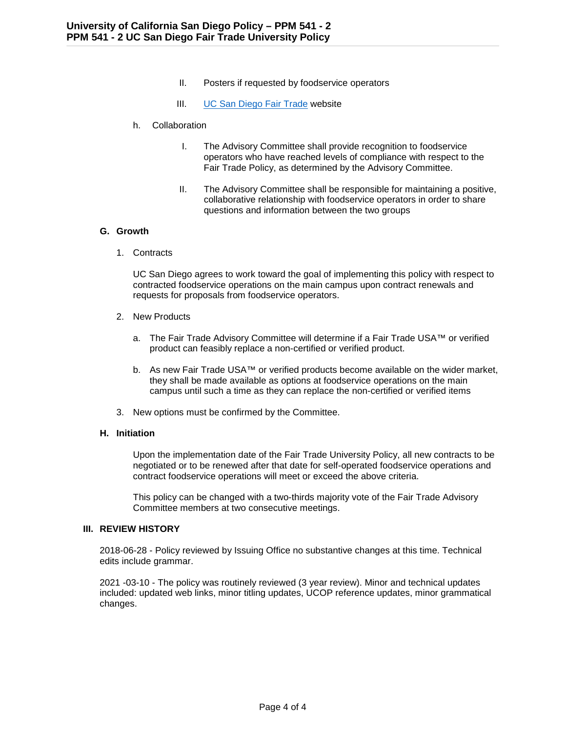II. Posters if requested by foodservice operators

III. [UC San Diego Fair Trade](https://) website

h. Collaboration

I. The Advisory Committee shall provide recognition to foodservice operators who have reached levels of compliance with respect to the Fair Trade Policy, as determined by the Advisory Committee.

II. The Advisory Committee shall be responsible for maintaining a positive, collaborative relationship with foodservice operators in order to share questions and information between the two groups

### G. Growth

1. Contracts

   UC San Diego agrees to work toward the goal of implementing this policy with respect to contracted foodservice operations on the main campus upon contract renewals and requests for proposals from foodservice operators.

2. New Products

   a. The Fair Trade Advisory Committee will determine if a Fair Trade USA™ or verified product can feasibly replace a non-certified or verified product.

   b. As new Fair Trade USA™ or verified products become available on the wider market, they shall be made available as options at foodservice operations on the main campus until such a time as they can replace the non-certified or verified items

3. New options must be confirmed by the Committee.

### H. Initiation

Upon the implementation date of the Fair Trade University Policy, all new contracts to be negotiated or to be renewed after that date for self-operated foodservice operations and contract foodservice operations will meet or exceed the above criteria.

This policy can be changed with a two-thirds majority vote of the Fair Trade Advisory Committee members at two consecutive meetings.

## III. REVIEW HISTORY

2018-06-28 - Policy reviewed by Issuing Office no substantive changes at this time. Technical edits include grammar.

2021 -03-10 - The policy was routinely reviewed (3 year review). Minor and technical updates included: updated web links, minor titling updates, UCOP reference updates, minor grammatical changes.